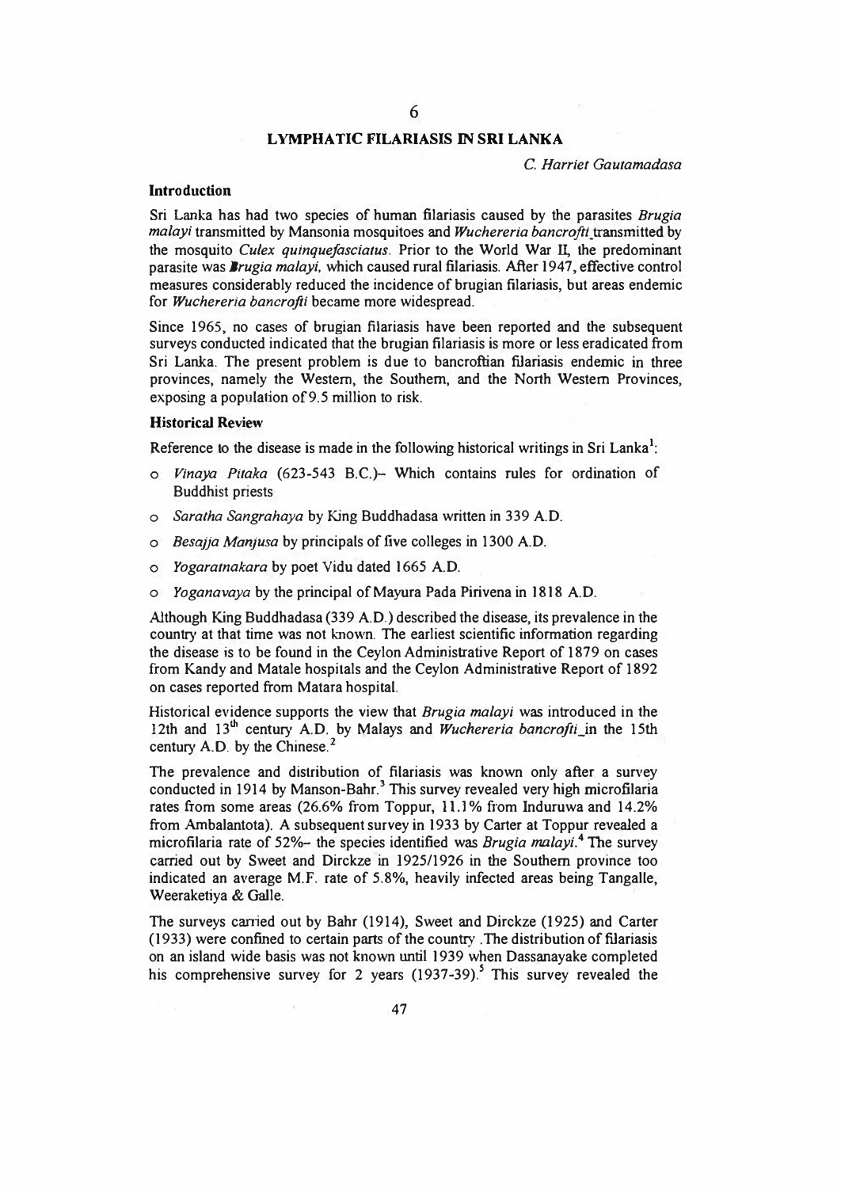# LYMPHATIC FILARIASIS IN SRI LANKA

*C. Harriet Gautamadasa*

## Introduction

Sri Lanka has had two species of human filariasis caused by the parasites *Brugia malayi* transmitted by Mansonia mosquitoes and *Wuchereria bancrofti* transmitted by the mosquito *Culex quinquefasciatus*. Prior to the World War II, the predominant parasite was *Brugia malayi*, which caused rural filariasis. After 1947, effective control measures considerably reduced the incidence of brugian filariasis, but areas endemic for *Wuchereria bancrofti* became more widespread.

Since 1965, no cases of brugian filariasis have been reported and the subsequent surveys conducted indicated that the brugian filariasis is more or less eradicated from Sri Lanka. The present problem is due to bancroftian filariasis endemic in three provinces, namely the Western, the Southern, and the North Western Provinces, exposing a population of 9.5 million to risk.

## Historical Review

Reference to the disease is made in the following historical writings in Sri Lanka[1]:

- *Vinaya Pitaka* (623-543 B.C.)– Which contains rules for ordination of Buddhist priests
- *Saratha Sangrahaya* by King Buddhadasa written in 339 A.D.
- *Besajja Manjusa* by principals of five colleges in 1300 A.D.
- *Yogaratnakara* by poet Vidu dated 1665 A.D.
- *Yoganavaya* by the principal of Mayura Pada Pirivena in 1818 A.D.

Although King Buddhadasa (339 A.D.) described the disease, its prevalence in the country at that time was not known. The earliest scientific information regarding the disease is to be found in the Ceylon Administrative Report of 1879 on cases from Kandy and Matale hospitals and the Ceylon Administrative Report of 1892 on cases reported from Matara hospital.

Historical evidence supports the view that *Brugia malayi* was introduced in the 12th and 13th century A.D. by Malays and *Wuchereria bancrofti* in the 15th century A.D. by the Chinese.[2]

The prevalence and distribution of filariasis was known only after a survey conducted in 1914 by Manson-Bahr.[3] This survey revealed very high microfilaria rates from some areas (26.6% from Toppur, 11.1% from Induruwa and 14.2% from Ambalantota). A subsequent survey in 1933 by Carter at Toppur revealed a microfilaria rate of 52%– the species identified was *Brugia malayi*.[4] The survey carried out by Sweet and Dirckze in 1925/1926 in the Southern province too indicated an average M.F. rate of 5.8%, heavily infected areas being Tangalle, Weeraketiya & Galle.

The surveys carried out by Bahr (1914), Sweet and Dirckze (1925) and Carter (1933) were confined to certain parts of the country. The distribution of filariasis on an island wide basis was not known until 1939 when Dassanayake completed his comprehensive survey for 2 years (1937-39).[5] This survey revealed the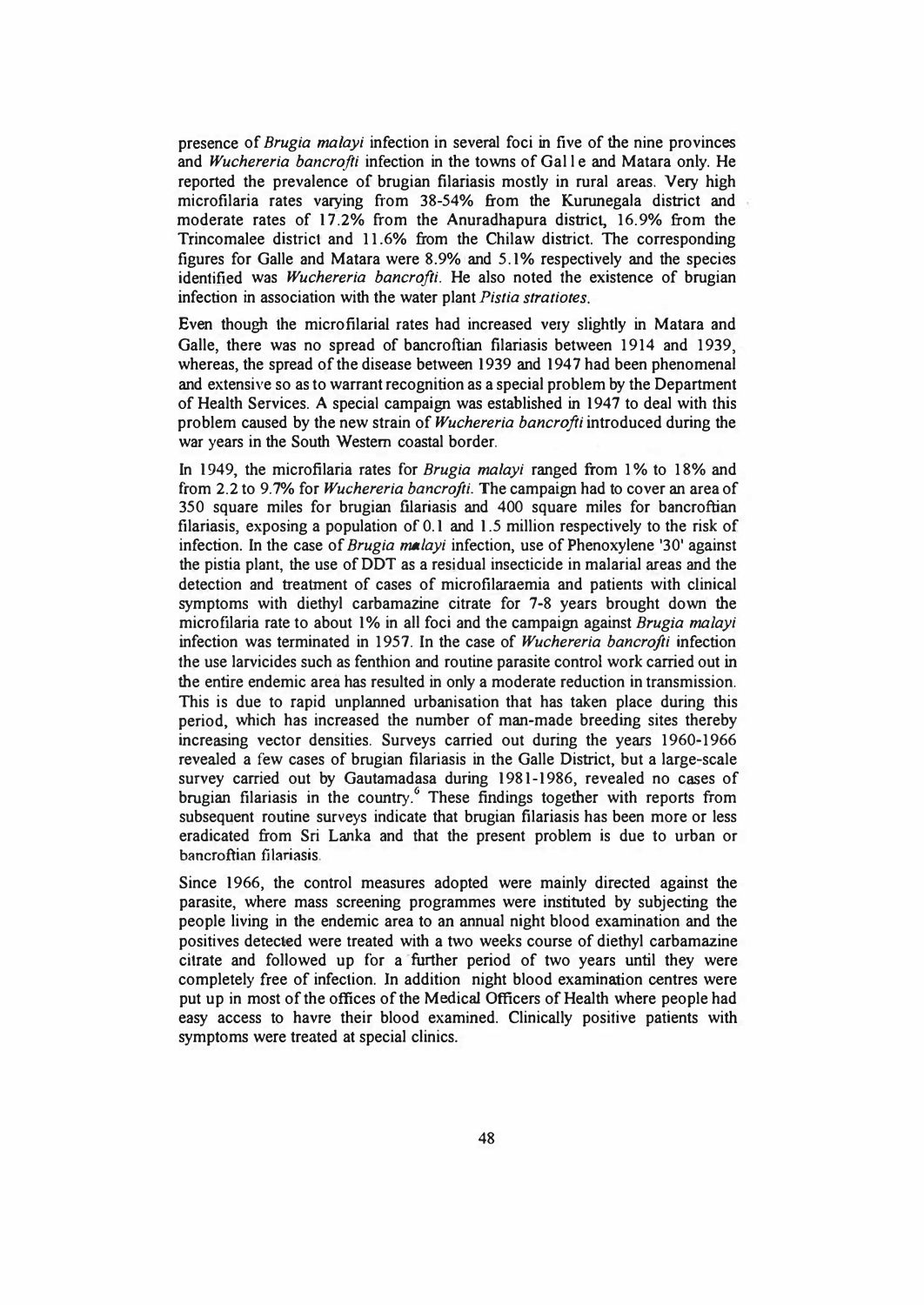presence of *Brugia malayi* infection in several foci in five of the nine provinces and *Wuchereria bancrofti* infection in the towns of Gal l e and Matara only. He reported the prevalence of brugian filariasis mostly in rural areas. Very high microfilaria rates varying from 38-54% from the Kurunegala district and moderate rates of 17.2% from the Anuradhapura district, 16.9% from the Trincomalee district and 11.6% from the Chilaw district. The corresponding figures for Galle and Matara were 8.9% and 5.1% respectively and the species identified was *Wuchereria bancrofti*. He also noted the existence of brugian infection in association with the water plant *Pistia stratiotes*.

Even though the microfilarial rates had increased very slightly in Matara and Galle, there was no spread of bancroftian filariasis between 1914 and 1939, whereas, the spread of the disease between 1939 and 1947 had been phenomenal and extensive so as to warrant recognition as a special problem by the Department of Health Services. A special campaign was established in 1947 to deal with this problem caused by the new strain of *Wuchereria bancrofti* introduced during the war years in the South Western coastal border.

In 1949, the microfilaria rates for *Brugia malayi* ranged from 1% to 18% and from 2.2 to 9.7% for *Wuchereria bancrofti*. The campaign had to cover an area of 350 square miles for brugian filariasis and 400 square miles for bancroftian filariasis, exposing a population of 0.1 and 1.5 million respectively to the risk of infection. In the case of *Brugia malayi* infection, use of Phenoxylene '30' against the pistia plant, the use of DDT as a residual insecticide in malarial areas and the detection and treatment of cases of microfilaraemia and patients with clinical symptoms with diethyl carbamazine citrate for 7-8 years brought down the microfilaria rate to about 1% in all foci and the campaign against *Brugia malayi* infection was terminated in 1957. In the case of *Wuchereria bancrofti* infection the use larvicides such as fenthion and routine parasite control work carried out in the entire endemic area has resulted in only a moderate reduction in transmission. This is due to rapid unplanned urbanisation that has taken place during this period, which has increased the number of man-made breeding sites thereby increasing vector densities. Surveys carried out during the years 1960-1966 revealed a few cases of brugian filariasis in the Galle District, but a large-scale survey carried out by Gautamadasa during 1981-1986, revealed no cases of brugian filariasis in the country.[6] These findings together with reports from subsequent routine surveys indicate that brugian filariasis has been more or less eradicated from Sri Lanka and that the present problem is due to urban or bancroftian filariasis.

Since 1966, the control measures adopted were mainly directed against the parasite, where mass screening programmes were instituted by subjecting the people living in the endemic area to an annual night blood examination and the positives detected were treated with a two weeks course of diethyl carbamazine citrate and followed up for a further period of two years until they were completely free of infection. In addition night blood examination centres were put up in most of the offices of the Medical Officers of Health where people had easy access to havre their blood examined. Clinically positive patients with symptoms were treated at special clinics.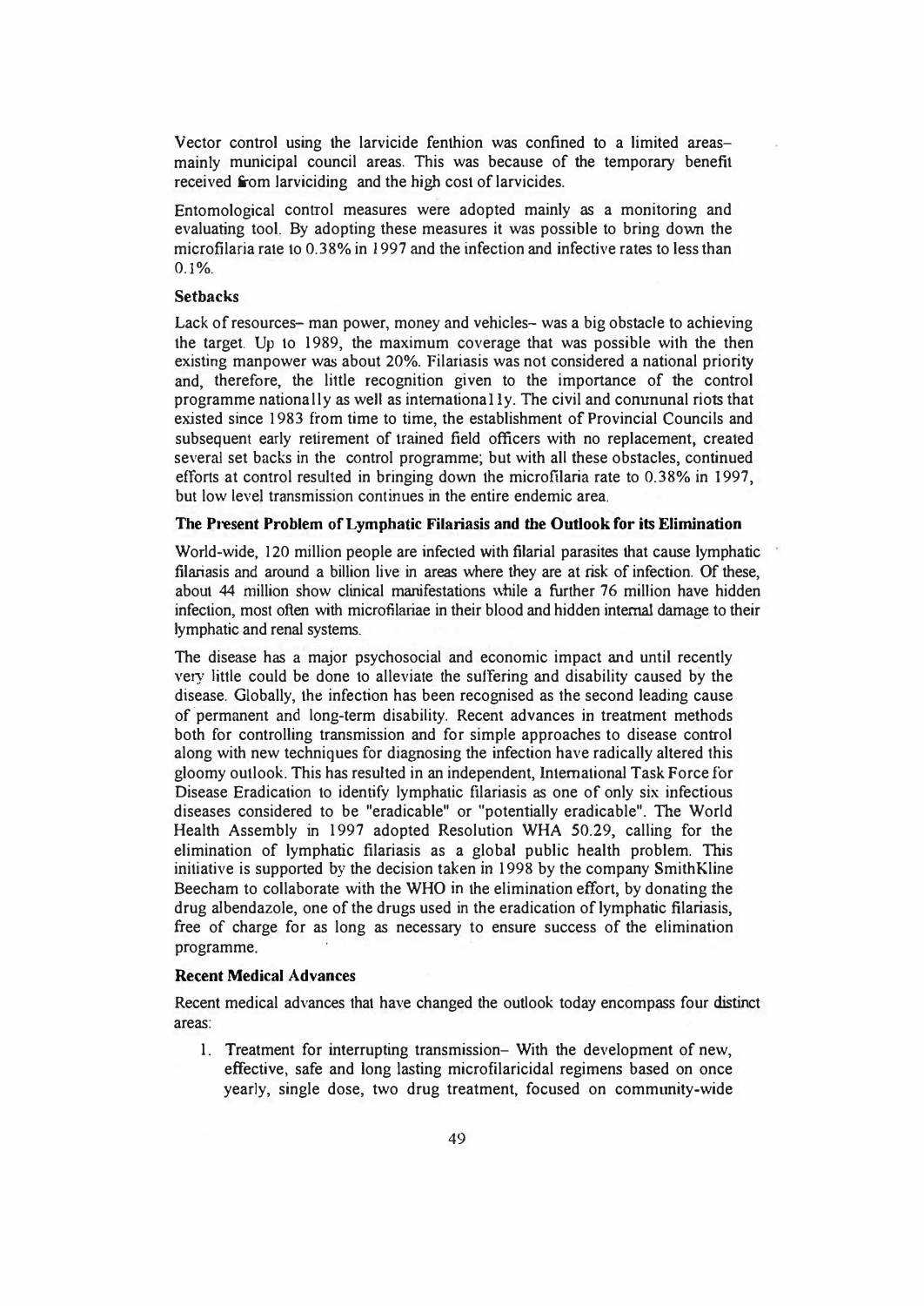Vector control using the larvicide fenthion was confined to a limited areas– mainly municipal council areas. This was because of the temporary benefit received from larviciding and the high cost of larvicides.

Entomological control measures were adopted mainly as a monitoring and evaluating tool. By adopting these measures it was possible to bring down the microfilaria rate to 0.38% in 1997 and the infection and infective rates to less than 0.1%.

### Setbacks

Lack of resources– man power, money and vehicles– was a big obstacle to achieving the target. Up to 1989, the maximum coverage that was possible with the then existing manpower was about 20%. Filariasis was not considered a national priority and, therefore, the little recognition given to the importance of the control programme nationally as well as internationally. The civil and conunnunal riots that existed since 1983 from time to time, the establishment of Provincial Councils and subsequent early retirement of trained field officers with no replacement, created several set backs in the control programme; but with all these obstacles, continued efforts at control resulted in bringing down the microfilaria rate to 0.38% in 1997, but low level transmission continues in the entire endemic area.

### The Present Problem of Lymphatic Filariasis and the Outlook for its Elimination

World-wide, 120 million people are infected with filarial parasites that cause lymphatic filariasis and around a billion live in areas where they are at risk of infection. Of these, about 44 million show clinical manifestations while a further 76 million have hidden infection, most often with microfilariae in their blood and hidden internal damage to their lymphatic and renal systems.

The disease has a major psychosocial and economic impact and until recently very little could be done to alleviate the suffering and disability caused by the disease. Globally, the infection has been recognised as the second leading cause of permanent and long-term disability. Recent advances in treatment methods both for controlling transmission and for simple approaches to disease control along with new techniques for diagnosing the infection have radically altered this gloomy outlook. This has resulted in an independent, International Task Force for Disease Eradication to identify lymphatic filariasis as one of only six infectious diseases considered to be "eradicable" or "potentially eradicable". The World Health Assembly in 1997 adopted Resolution WHA 50.29, calling for the elimination of lymphatic filariasis as a global public health problem. This initiative is supported by the decision taken in 1998 by the company SmithKline Beecham to collaborate with the WHO in the elimination effort, by donating the drug albendazole, one of the drugs used in the eradication of lymphatic filariasis, free of charge for as long as necessary to ensure success of the elimination programme.

### Recent Medical Advances

Recent medical advances that have changed the outlook today encompass four distinct areas:

1. Treatment for interrupting transmission– With the development of new, effective, safe and long lasting microfilaricidal regimens based on once yearly, single dose, two drug treatment, focused on community-wide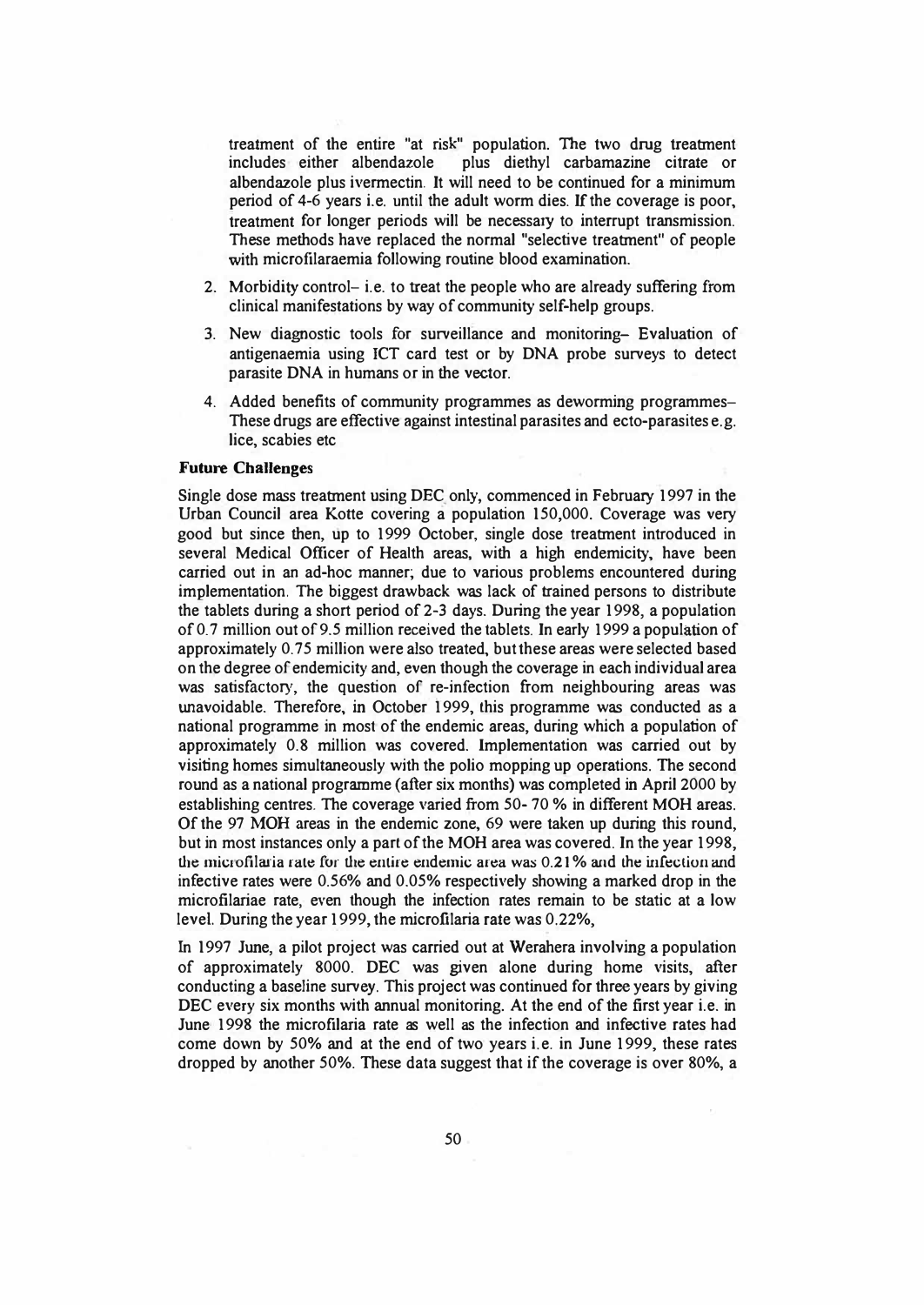treatment of the entire "at risk" population. The two drug treatment includes either albendazole plus diethyl carbamazine citrate or albendazole plus ivermectin. It will need to be continued for a minimum period of 4-6 years i.e. until the adult worm dies. If the coverage is poor, treatment for longer periods will be necessary to interrupt transmission. These methods have replaced the normal "selective treatment" of people with microfilaraemia following routine blood examination.

2. Morbidity control– i.e. to treat the people who are already suffering from clinical manifestations by way of community self-help groups.
3. New diagnostic tools for surveillance and monitoring– Evaluation of antigenaemia using ICT card test or by DNA probe surveys to detect parasite DNA in humans or in the vector.
4. Added benefits of community programmes as deworming programmes– These drugs are effective against intestinal parasites and ecto-parasites e.g. lice, scabies etc

**Future Challenges**

Single dose mass treatment using DEC only, commenced in February 1997 in the Urban Council area Kotte covering a population 150,000. Coverage was very good but since then, up to 1999 October, single dose treatment introduced in several Medical Officer of Health areas, with a high endemicity, have been carried out in an ad-hoc manner; due to various problems encountered during implementation. The biggest drawback was lack of trained persons to distribute the tablets during a short period of 2-3 days. During the year 1998, a population of 0.7 million out of 9.5 million received the tablets. In early 1999 a population of approximately 0.75 million were also treated, but these areas were selected based on the degree of endemicity and, even though the coverage in each individual area was satisfactory, the question of re-infection from neighbouring areas was unavoidable. Therefore, in October 1999, this programme was conducted as a national programme in most of the endemic areas, during which a population of approximately 0.8 million was covered. Implementation was carried out by visiting homes simultaneously with the polio mopping up operations. The second round as a national programme (after six months) was completed in April 2000 by establishing centres. The coverage varied from 50- 70 % in different MOH areas. Of the 97 MOH areas in the endemic zone, 69 were taken up during this round, but in most instances only a part of the MOH area was covered. In the year 1998, the microfilaria rate for the entire endemic area was 0.21% and the infection and infective rates were 0.56% and 0.05% respectively showing a marked drop in the microfilariae rate, even though the infection rates remain to be static at a low level. During the year 1999, the microfilaria rate was 0.22%,

In 1997 June, a pilot project was carried out at Werahera involving a population of approximately 8000. DEC was given alone during home visits, after conducting a baseline survey. This project was continued for three years by giving DEC every six months with annual monitoring. At the end of the first year i.e. in June 1998 the microfilaria rate as well as the infection and infective rates had come down by 50% and at the end of two years i.e. in June 1999, these rates dropped by another 50%. These data suggest that if the coverage is over 80%, a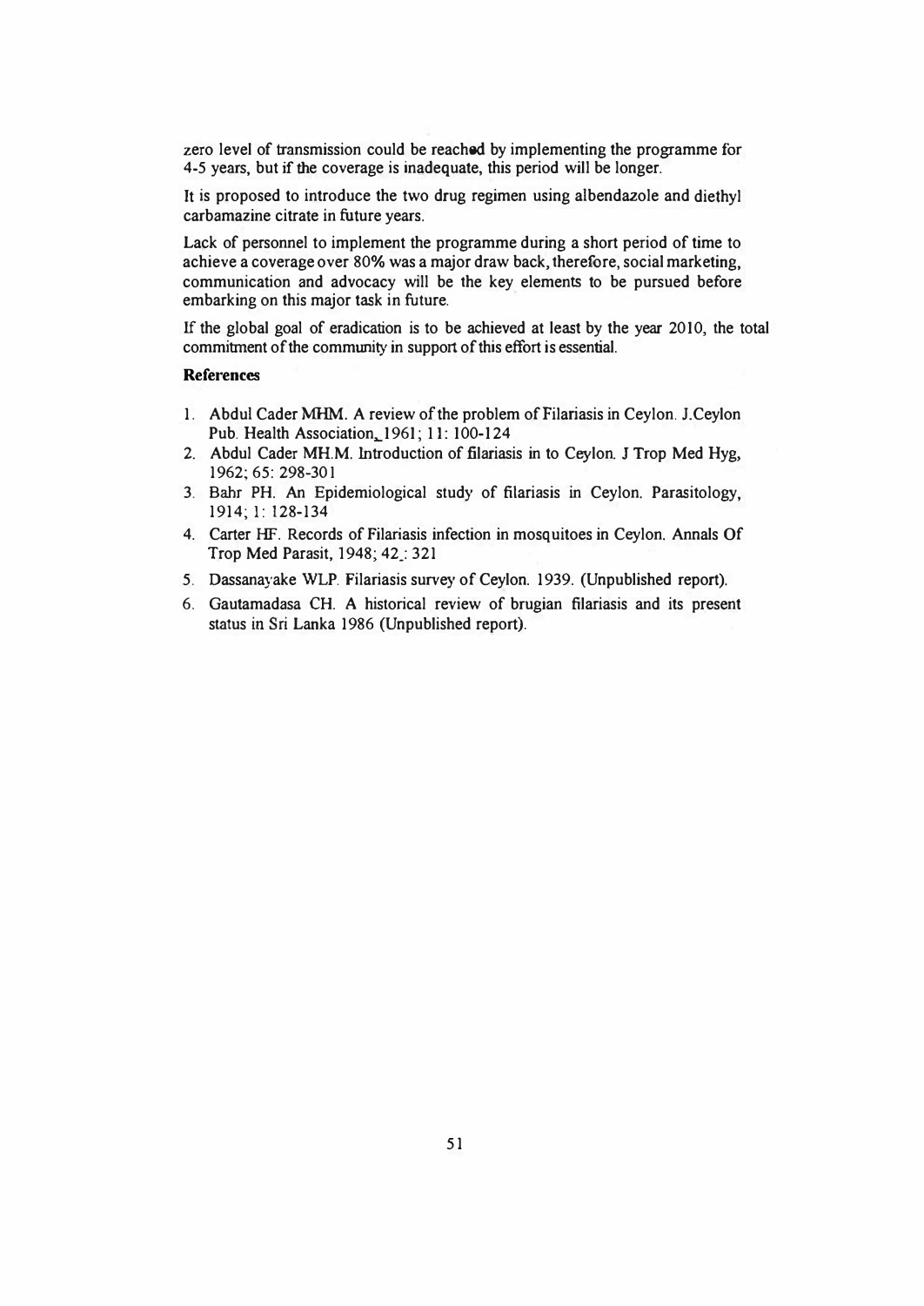zero level of transmission could be reached by implementing the programme for 4-5 years, but if the coverage is inadequate, this period will be longer.

It is proposed to introduce the two drug regimen using albendazole and diethyl carbamazine citrate in future years.

Lack of personnel to implement the programme during a short period of time to achieve a coverage over 80% was a major draw back, therefore, social marketing, communication and advocacy will be the key elements to be pursued before embarking on this major task in future.

If the global goal of eradication is to be achieved at least by the year 2010, the total commitment of the community in support of this effort is essential.

**References**

1. Abdul Cader MHM. A review of the problem of Filariasis in Ceylon. J.Ceylon Pub. Health Association, 1961; 11: 100-124
2. Abdul Cader MH.M. Introduction of filariasis in to Ceylon. J Trop Med Hyg, 1962; 65: 298-301
3. Bahr PH. An Epidemiological study of filariasis in Ceylon. Parasitology, 1914; 1: 128-134
4. Carter HF. Records of Filariasis infection in mosquitoes in Ceylon. Annals Of Trop Med Parasit, 1948; 42: 321
5. Dassanayake WLP. Filariasis survey of Ceylon. 1939. (Unpublished report).
6. Gautamadasa CH. A historical review of brugian filariasis and its present status in Sri Lanka 1986 (Unpublished report).